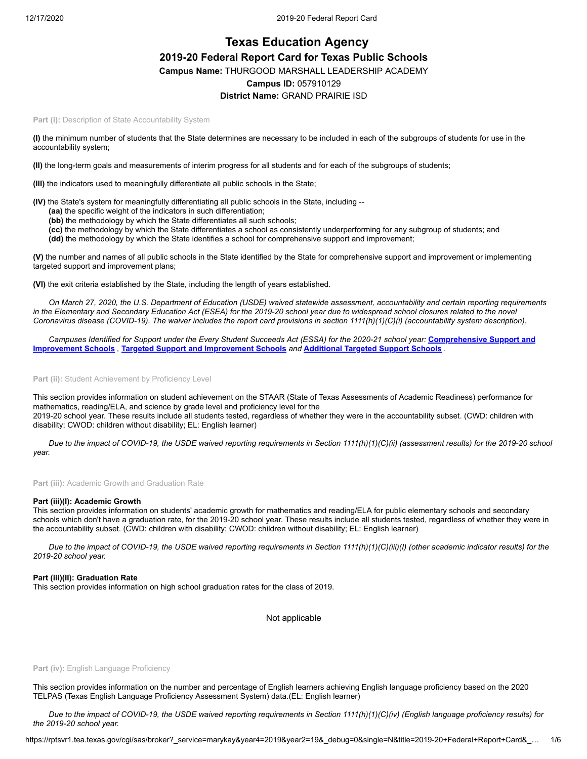# Texas Education Agency

## 2019-20 Federal Report Card for Texas Public Schools

**Campus Name:** THURGOOD MARSHALL LEADERSHIP ACADEMY

**Campus ID:** 057910129

**District Name:** GRAND PRAIRIE ISD

**Part (i):** Description of State Accountability System

**(I)** the minimum number of students that the State determines are necessary to be included in each of the subgroups of students for use in the accountability system;

**(II)** the long-term goals and measurements of interim progress for all students and for each of the subgroups of students;

**(III)** the indicators used to meaningfully differentiate all public schools in the State;

**(IV)** the State's system for meaningfully differentiating all public schools in the State, including --

- **(aa)** the specific weight of the indicators in such differentiation;
- **(bb)** the methodology by which the State differentiates all such schools;
- **(cc)** the methodology by which the State differentiates a school as consistently underperforming for any subgroup of students; and
- **(dd)** the methodology by which the State identifies a school for comprehensive support and improvement;

**(V)** the number and names of all public schools in the State identified by the State for comprehensive support and improvement or implementing targeted support and improvement plans;

**(VI)** the exit criteria established by the State, including the length of years established.

*On March 27, 2020, the U.S. Department of Education (USDE) waived statewide assessment, accountability and certain reporting requirements in the Elementary and Secondary Education Act (ESEA) for the 2019-20 school year due to widespread school closures related to the novel Coronavirus disease (COVID-19). The waiver includes the report card provisions in section 1111(h)(1)(C)(i) (accountability system description).*

*Campuses Identified for Support under the Every Student Succeeds Act (ESSA) for the 2020-21 school year:* **Comprehensive Support and Improvement Schools** , **Targeted Support and Improvement Schools** *and* **Additional Targeted Support Schools** .

**Part (ii):** Student Achievement by Proficiency Level

This section provides information on student achievement on the STAAR (State of Texas Assessments of Academic Readiness) performance for mathematics, reading/ELA, and science by grade level and proficiency level for the 2019-20 school year. These results include all students tested, regardless of whether they were in the accountability subset. (CWD: children with disability; CWOD: children without disability; EL: English learner)

*Due to the impact of COVID-19, the USDE waived reporting requirements in Section 1111(h)(1)(C)(ii) (assessment results) for the 2019-20 school year.*

**Part (iii):** Academic Growth and Graduation Rate

### Part (iii)(I): Academic Growth

This section provides information on students' academic growth for mathematics and reading/ELA for public elementary schools and secondary schools which don't have a graduation rate, for the 2019-20 school year. These results include all students tested, regardless of whether they were in the accountability subset. (CWD: children with disability; CWOD: children without disability; EL: English learner)

*Due to the impact of COVID-19, the USDE waived reporting requirements in Section 1111(h)(1)(C)(iii)(I) (other academic indicator results) for the 2019-20 school year.*

### Part (iii)(II): Graduation Rate

This section provides information on high school graduation rates for the class of 2019.

Not applicable

**Part (iv):** English Language Proficiency

This section provides information on the number and percentage of English learners achieving English language proficiency based on the 2020 TELPAS (Texas English Language Proficiency Assessment System) data.(EL: English learner)

*Due to the impact of COVID-19, the USDE waived reporting requirements in Section 1111(h)(1)(C)(iv) (English language proficiency results) for the 2019-20 school year.*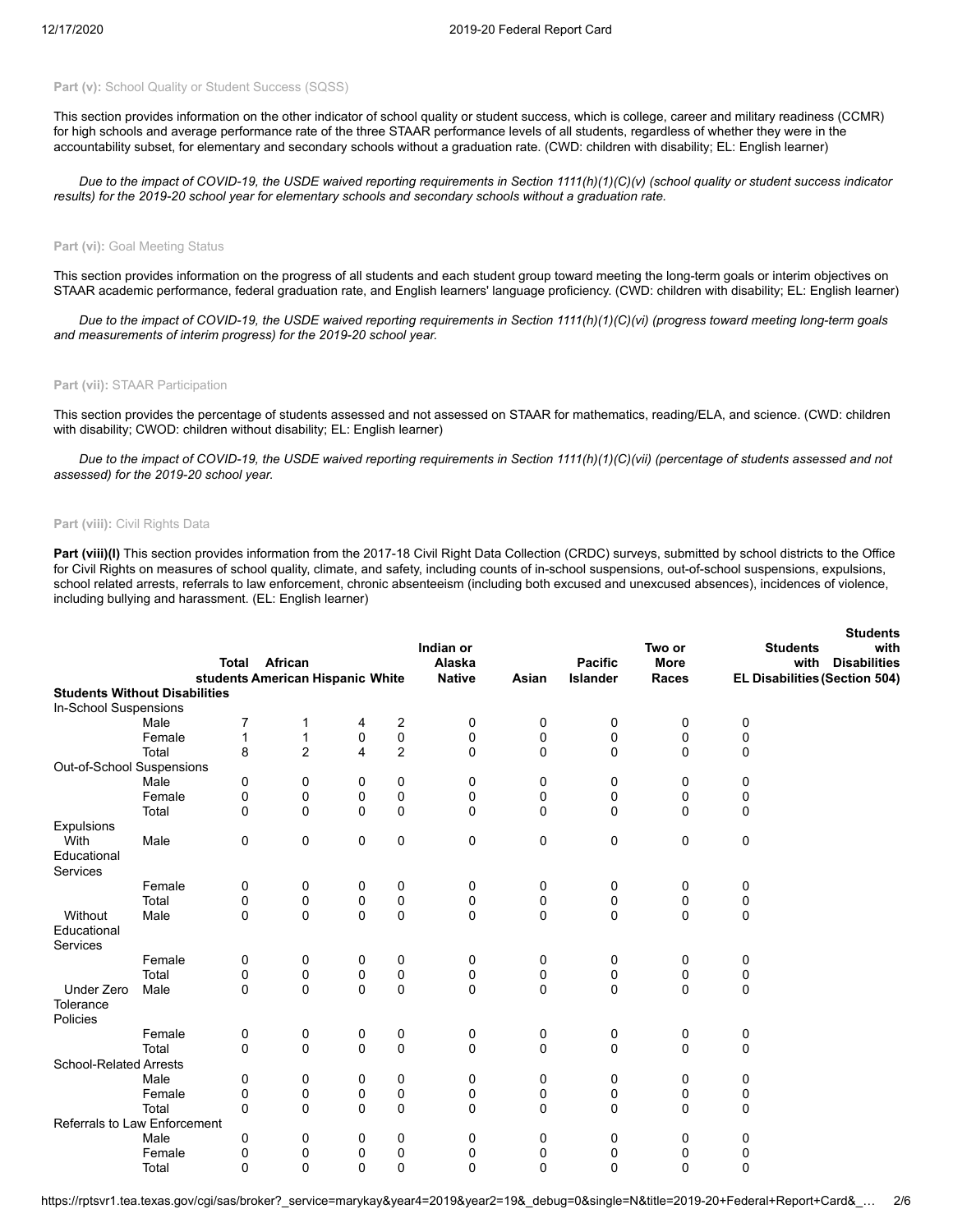**Part (v):** School Quality or Student Success (SQSS)

This section provides information on the other indicator of school quality or student success, which is college, career and military readiness (CCMR) for high schools and average performance rate of the three STAAR performance levels of all students, regardless of whether they were in the accountability subset, for elementary and secondary schools without a graduation rate. (CWD: children with disability; EL: English learner)

*Due to the impact of COVID-19, the USDE waived reporting requirements in Section 1111(h)(1)(C)(v) (school quality or student success indicator results) for the 2019-20 school year for elementary schools and secondary schools without a graduation rate.*

**Part (vi):** Goal Meeting Status

This section provides information on the progress of all students and each student group toward meeting the long-term goals or interim objectives on STAAR academic performance, federal graduation rate, and English learners' language proficiency. (CWD: children with disability; EL: English learner)

*Due to the impact of COVID-19, the USDE waived reporting requirements in Section 1111(h)(1)(C)(vi) (progress toward meeting long-term goals and measurements of interim progress) for the 2019-20 school year.*

**Part (vii):** STAAR Participation

This section provides the percentage of students assessed and not assessed on STAAR for mathematics, reading/ELA, and science. (CWD: children with disability; CWOD: children without disability; EL: English learner)

*Due to the impact of COVID-19, the USDE waived reporting requirements in Section 1111(h)(1)(C)(vii) (percentage of students assessed and not assessed) for the 2019-20 school year.*

**Part (viii):** Civil Rights Data

**Part (viii)(I)** This section provides information from the 2017-18 Civil Right Data Collection (CRDC) surveys, submitted by school districts to the Office for Civil Rights on measures of school quality, climate, and safety, including counts of in-school suspensions, out-of-school suspensions, expulsions, school related arrests, referrals to law enforcement, chronic absenteeism (including both excused and unexcused absences), incidences of violence, including bullying and harassment. (EL: English learner)

| | | Total students | African American | Hispanic | White | Indian or Alaska Native | Asian | Pacific Islander | Two or More Races | EL | Students with Disabilities | Students with Disabilities (Section 504) |
|---|---|---|---|---|---|---|---|---|---|---|---|---|
| **Students Without Disabilities** | | | | | | | | | | | | |
| In-School Suspensions | | | | | | | | | | | | |
| | Male | 7 | 1 | 4 | 2 | 0 | 0 | 0 | 0 | 0 | | |
| | Female | 1 | 1 | 0 | 0 | 0 | 0 | 0 | 0 | 0 | | |
| | Total | 8 | 2 | 4 | 2 | 0 | 0 | 0 | 0 | 0 | | |
| Out-of-School Suspensions | | | | | | | | | | | | |
| | Male | 0 | 0 | 0 | 0 | 0 | 0 | 0 | 0 | 0 | | |
| | Female | 0 | 0 | 0 | 0 | 0 | 0 | 0 | 0 | 0 | | |
| | Total | 0 | 0 | 0 | 0 | 0 | 0 | 0 | 0 | 0 | | |
| Expulsions | | | | | | | | | | | | |
| With Educational Services | Male | 0 | 0 | 0 | 0 | 0 | 0 | 0 | 0 | 0 | | |
| | Female | 0 | 0 | 0 | 0 | 0 | 0 | 0 | 0 | 0 | | |
| | Total | 0 | 0 | 0 | 0 | 0 | 0 | 0 | 0 | 0 | | |
| Without Educational Services | Male | 0 | 0 | 0 | 0 | 0 | 0 | 0 | 0 | 0 | | |
| | Female | 0 | 0 | 0 | 0 | 0 | 0 | 0 | 0 | 0 | | |
| | Total | 0 | 0 | 0 | 0 | 0 | 0 | 0 | 0 | 0 | | |
| Under Zero Tolerance Policies | Male | 0 | 0 | 0 | 0 | 0 | 0 | 0 | 0 | 0 | | |
| | Female | 0 | 0 | 0 | 0 | 0 | 0 | 0 | 0 | 0 | | |
| | Total | 0 | 0 | 0 | 0 | 0 | 0 | 0 | 0 | 0 | | |
| School-Related Arrests | | | | | | | | | | | | |
| | Male | 0 | 0 | 0 | 0 | 0 | 0 | 0 | 0 | 0 | | |
| | Female | 0 | 0 | 0 | 0 | 0 | 0 | 0 | 0 | 0 | | |
| | Total | 0 | 0 | 0 | 0 | 0 | 0 | 0 | 0 | 0 | | |
| Referrals to Law Enforcement | | | | | | | | | | | | |
| | Male | 0 | 0 | 0 | 0 | 0 | 0 | 0 | 0 | 0 | | |
| | Female | 0 | 0 | 0 | 0 | 0 | 0 | 0 | 0 | 0 | | |
| | Total | 0 | 0 | 0 | 0 | 0 | 0 | 0 | 0 | 0 | | |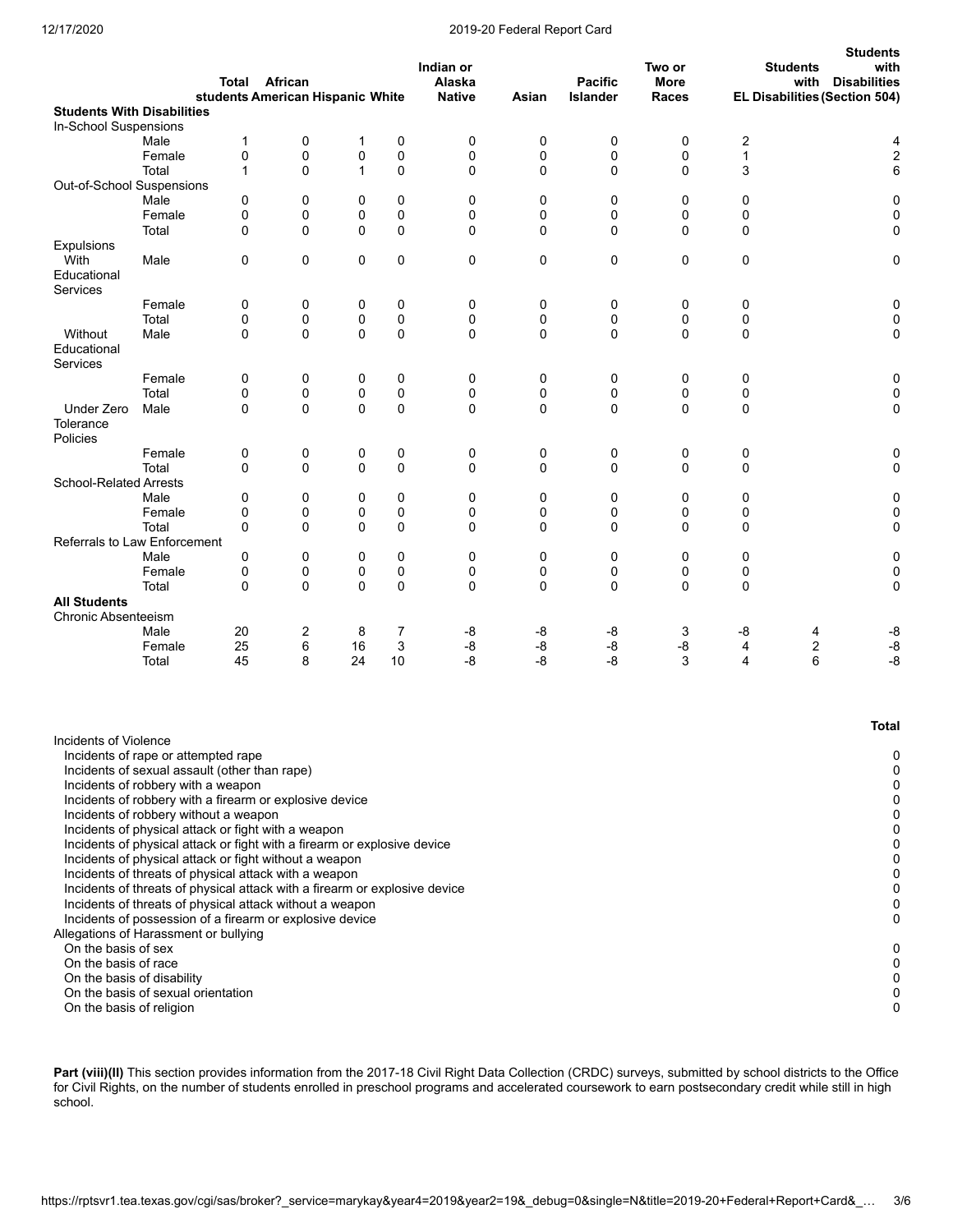| | | Total students | African American | Hispanic | White | Indian or Alaska Native | Asian | Pacific Islander | Two or More Races | EL | Students with Disabilities | Students with Disabilities (Section 504) |
|---|---|---|---|---|---|---|---|---|---|---|---|---|
| **Students With Disabilities** | | | | | | | | | | | | |
| In-School Suspensions | | | | | | | | | | | | |
| | Male | 1 | 0 | 1 | 0 | 0 | 0 | 0 | 0 | 2 | | 4 |
| | Female | 0 | 0 | 0 | 0 | 0 | 0 | 0 | 0 | 1 | | 2 |
| | Total | 1 | 0 | 1 | 0 | 0 | 0 | 0 | 0 | 3 | | 6 |
| Out-of-School Suspensions | | | | | | | | | | | | |
| | Male | 0 | 0 | 0 | 0 | 0 | 0 | 0 | 0 | 0 | | 0 |
| | Female | 0 | 0 | 0 | 0 | 0 | 0 | 0 | 0 | 0 | | 0 |
| | Total | 0 | 0 | 0 | 0 | 0 | 0 | 0 | 0 | 0 | | 0 |
| Expulsions | | | | | | | | | | | | |
| With Educational Services | Male | 0 | 0 | 0 | 0 | 0 | 0 | 0 | 0 | 0 | | 0 |
| | Female | 0 | 0 | 0 | 0 | 0 | 0 | 0 | 0 | 0 | | 0 |
| | Total | 0 | 0 | 0 | 0 | 0 | 0 | 0 | 0 | 0 | | 0 |
| Without Educational Services | Male | 0 | 0 | 0 | 0 | 0 | 0 | 0 | 0 | 0 | | 0 |
| | Female | 0 | 0 | 0 | 0 | 0 | 0 | 0 | 0 | 0 | | 0 |
| | Total | 0 | 0 | 0 | 0 | 0 | 0 | 0 | 0 | 0 | | 0 |
| Under Zero Tolerance Policies | Male | 0 | 0 | 0 | 0 | 0 | 0 | 0 | 0 | 0 | | 0 |
| | Female | 0 | 0 | 0 | 0 | 0 | 0 | 0 | 0 | 0 | | 0 |
| | Total | 0 | 0 | 0 | 0 | 0 | 0 | 0 | 0 | 0 | | 0 |
| School-Related Arrests | | | | | | | | | | | | |
| | Male | 0 | 0 | 0 | 0 | 0 | 0 | 0 | 0 | 0 | | 0 |
| | Female | 0 | 0 | 0 | 0 | 0 | 0 | 0 | 0 | 0 | | 0 |
| | Total | 0 | 0 | 0 | 0 | 0 | 0 | 0 | 0 | 0 | | 0 |
| Referrals to Law Enforcement | | | | | | | | | | | | |
| | Male | 0 | 0 | 0 | 0 | 0 | 0 | 0 | 0 | 0 | | 0 |
| | Female | 0 | 0 | 0 | 0 | 0 | 0 | 0 | 0 | 0 | | 0 |
| | Total | 0 | 0 | 0 | 0 | 0 | 0 | 0 | 0 | 0 | | 0 |
| **All Students** | | | | | | | | | | | | |
| Chronic Absenteeism | | | | | | | | | | | | |
| | Male | 20 | 2 | 8 | 7 | -8 | -8 | -8 | 3 | -8 | 4 | -8 |
| | Female | 25 | 6 | 16 | 3 | -8 | -8 | -8 | -8 | 4 | 2 | -8 |
| | Total | 45 | 8 | 24 | 10 | -8 | -8 | -8 | 3 | 4 | 6 | -8 |

| | Total |
|---|---|
| Incidents of Violence | |
| Incidents of rape or attempted rape | 0 |
| Incidents of sexual assault (other than rape) | 0 |
| Incidents of robbery with a weapon | 0 |
| Incidents of robbery with a firearm or explosive device | 0 |
| Incidents of robbery without a weapon | 0 |
| Incidents of physical attack or fight with a weapon | 0 |
| Incidents of physical attack or fight with a firearm or explosive device | 0 |
| Incidents of physical attack or fight without a weapon | 0 |
| Incidents of threats of physical attack with a weapon | 0 |
| Incidents of threats of physical attack with a firearm or explosive device | 0 |
| Incidents of threats of physical attack without a weapon | 0 |
| Incidents of possession of a firearm or explosive device | 0 |
| Allegations of Harassment or bullying | |
| On the basis of sex | 0 |
| On the basis of race | 0 |
| On the basis of disability | 0 |
| On the basis of sexual orientation | 0 |
| On the basis of religion | 0 |

**Part (viii)(II)** This section provides information from the 2017-18 Civil Right Data Collection (CRDC) surveys, submitted by school districts to the Office for Civil Rights, on the number of students enrolled in preschool programs and accelerated coursework to earn postsecondary credit while still in high school.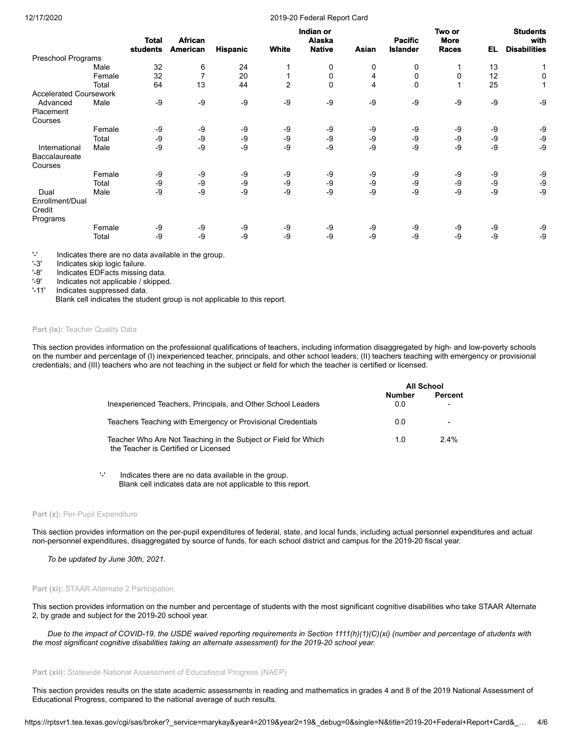| | | Total students | African American | Hispanic | White | Indian or Alaska Native | Asian | Pacific Islander | Two or More Races | EL | Students with Disabilities |
|---|---|---|---|---|---|---|---|---|---|---|---|
| Preschool Programs | | | | | | | | | | | |
| | Male | 32 | 6 | 24 | 1 | 0 | 0 | 0 | 1 | 13 | 1 |
| | Female | 32 | 7 | 20 | 1 | 0 | 4 | 0 | 0 | 12 | 0 |
| | Total | 64 | 13 | 44 | 2 | 0 | 4 | 0 | 1 | 25 | 1 |
| Accelerated Coursework | | | | | | | | | | | |
| Advanced Placement Courses | Male | -9 | -9 | -9 | -9 | -9 | -9 | -9 | -9 | -9 | -9 |
| | Female | -9 | -9 | -9 | -9 | -9 | -9 | -9 | -9 | -9 | -9 |
| | Total | -9 | -9 | -9 | -9 | -9 | -9 | -9 | -9 | -9 | -9 |
| International Baccalaureate Courses | Male | -9 | -9 | -9 | -9 | -9 | -9 | -9 | -9 | -9 | -9 |
| | Female | -9 | -9 | -9 | -9 | -9 | -9 | -9 | -9 | -9 | -9 |
| | Total | -9 | -9 | -9 | -9 | -9 | -9 | -9 | -9 | -9 | -9 |
| Dual Enrollment/Dual Credit Programs | Male | -9 | -9 | -9 | -9 | -9 | -9 | -9 | -9 | -9 | -9 |
| | Female | -9 | -9 | -9 | -9 | -9 | -9 | -9 | -9 | -9 | -9 |
| | Total | -9 | -9 | -9 | -9 | -9 | -9 | -9 | -9 | -9 | -9 |

'-' Indicates there are no data available in the group.
'-3' Indicates skip logic failure.
'-8' Indicates EDFacts missing data.
'-9' Indicates not applicable / skipped.
'-11' Indicates suppressed data.
Blank cell indicates the student group is not applicable to this report.

**Part (ix):** Teacher Quality Data

This section provides information on the professional qualifications of teachers, including information disaggregated by high- and low-poverty schools on the number and percentage of (I) inexperienced teacher, principals, and other school leaders; (II) teachers teaching with emergency or provisional credentials; and (III) teachers who are not teaching in the subject or field for which the teacher is certified or licensed.

| | All School | |
|---|---|---|
| | Number | Percent |
| Inexperienced Teachers, Principals, and Other School Leaders | 0.0 | - |
| Teachers Teaching with Emergency or Provisional Credentials | 0.0 | - |
| Teacher Who Are Not Teaching in the Subject or Field for Which the Teacher is Certified or Licensed | 1.0 | 2.4% |

'-' Indicates there are no data available in the group.
Blank cell indicates data are not applicable to this report.

**Part (x):** Per-Pupil Expenditure

This section provides information on the per-pupil expenditures of federal, state, and local funds, including actual personnel expenditures and actual non-personnel expenditures, disaggregated by source of funds, for each school district and campus for the 2019-20 fiscal year.

*To be updated by June 30th, 2021.*

**Part (xi):** STAAR Alternate 2 Participation

This section provides information on the number and percentage of students with the most significant cognitive disabilities who take STAAR Alternate 2, by grade and subject for the 2019-20 school year.

*Due to the impact of COVID-19, the USDE waived reporting requirements in Section 1111(h)(1)(C)(xi) (number and percentage of students with the most significant cognitive disabilities taking an alternate assessment) for the 2019-20 school year.*

**Part (xii):** Statewide National Assessment of Educational Progress (NAEP)

This section provides results on the state academic assessments in reading and mathematics in grades 4 and 8 of the 2019 National Assessment of Educational Progress, compared to the national average of such results.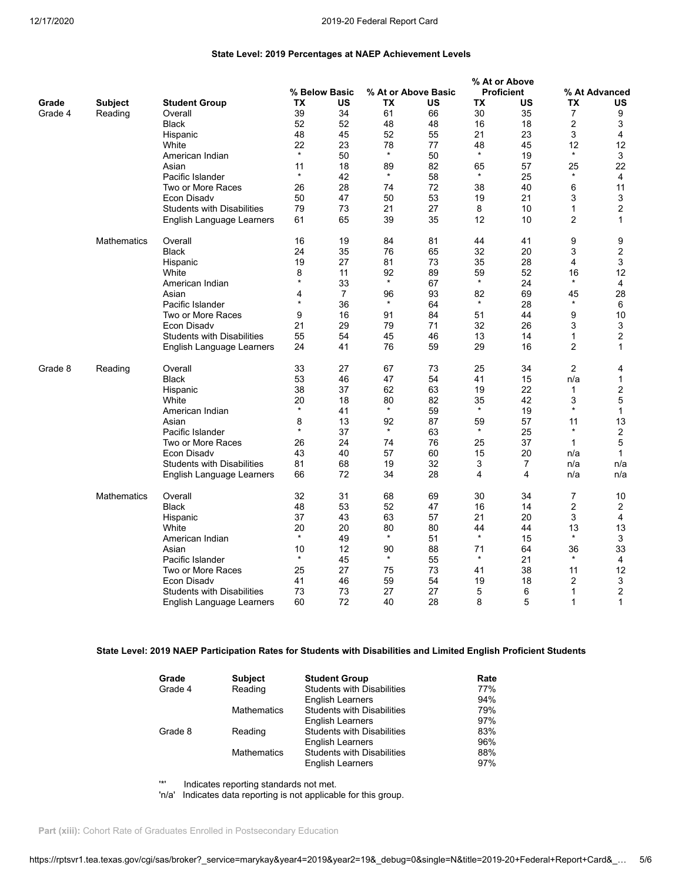### State Level: 2019 Percentages at NAEP Achievement Levels

| Grade | Subject | Student Group | % Below Basic | | % At or Above Basic | | % At or Above Proficient | | % At Advanced | |
|---|---|---|---|---|---|---|---|---|---|---|
| | | | TX | US | TX | US | TX | US | TX | US |
| Grade 4 | Reading | Overall | 39 | 34 | 61 | 66 | 30 | 35 | 7 | 9 |
| | | Black | 52 | 52 | 48 | 48 | 16 | 18 | 2 | 3 |
| | | Hispanic | 48 | 45 | 52 | 55 | 21 | 23 | 3 | 4 |
| | | White | 22 | 23 | 78 | 77 | 48 | 45 | 12 | 12 |
| | | American Indian | * | 50 | * | 50 | * | 19 | * | 3 |
| | | Asian | 11 | 18 | 89 | 82 | 65 | 57 | 25 | 22 |
| | | Pacific Islander | * | 42 | * | 58 | * | 25 | * | 4 |
| | | Two or More Races | 26 | 28 | 74 | 72 | 38 | 40 | 6 | 11 |
| | | Econ Disadv | 50 | 47 | 50 | 53 | 19 | 21 | 3 | 3 |
| | | Students with Disabilities | 79 | 73 | 21 | 27 | 8 | 10 | 1 | 2 |
| | | English Language Learners | 61 | 65 | 39 | 35 | 12 | 10 | 2 | 1 |
| | Mathematics | Overall | 16 | 19 | 84 | 81 | 44 | 41 | 9 | 9 |
| | | Black | 24 | 35 | 76 | 65 | 32 | 20 | 3 | 2 |
| | | Hispanic | 19 | 27 | 81 | 73 | 35 | 28 | 4 | 3 |
| | | White | 8 | 11 | 92 | 89 | 59 | 52 | 16 | 12 |
| | | American Indian | * | 33 | * | 67 | * | 24 | * | 4 |
| | | Asian | 4 | 7 | 96 | 93 | 82 | 69 | 45 | 28 |
| | | Pacific Islander | * | 36 | * | 64 | * | 28 | * | 6 |
| | | Two or More Races | 9 | 16 | 91 | 84 | 51 | 44 | 9 | 10 |
| | | Econ Disadv | 21 | 29 | 79 | 71 | 32 | 26 | 3 | 3 |
| | | Students with Disabilities | 55 | 54 | 45 | 46 | 13 | 14 | 1 | 2 |
| | | English Language Learners | 24 | 41 | 76 | 59 | 29 | 16 | 2 | 1 |
| Grade 8 | Reading | Overall | 33 | 27 | 67 | 73 | 25 | 34 | 2 | 4 |
| | | Black | 53 | 46 | 47 | 54 | 41 | 15 | n/a | 1 |
| | | Hispanic | 38 | 37 | 62 | 63 | 19 | 22 | 1 | 2 |
| | | White | 20 | 18 | 80 | 82 | 35 | 42 | 3 | 5 |
| | | American Indian | * | 41 | * | 59 | * | 19 | * | 1 |
| | | Asian | 8 | 13 | 92 | 87 | 59 | 57 | 11 | 13 |
| | | Pacific Islander | * | 37 | * | 63 | * | 25 | * | 2 |
| | | Two or More Races | 26 | 24 | 74 | 76 | 25 | 37 | 1 | 5 |
| | | Econ Disadv | 43 | 40 | 57 | 60 | 15 | 20 | n/a | 1 |
| | | Students with Disabilities | 81 | 68 | 19 | 32 | 3 | 7 | n/a | n/a |
| | | English Language Learners | 66 | 72 | 34 | 28 | 4 | 4 | n/a | n/a |
| | Mathematics | Overall | 32 | 31 | 68 | 69 | 30 | 34 | 7 | 10 |
| | | Black | 48 | 53 | 52 | 47 | 16 | 14 | 2 | 2 |
| | | Hispanic | 37 | 43 | 63 | 57 | 21 | 20 | 3 | 4 |
| | | White | 20 | 20 | 80 | 80 | 44 | 44 | 13 | 13 |
| | | American Indian | * | 49 | * | 51 | * | 15 | * | 3 |
| | | Asian | 10 | 12 | 90 | 88 | 71 | 64 | 36 | 33 |
| | | Pacific Islander | * | 45 | * | 55 | * | 21 | * | 4 |
| | | Two or More Races | 25 | 27 | 75 | 73 | 41 | 38 | 11 | 12 |
| | | Econ Disadv | 41 | 46 | 59 | 54 | 19 | 18 | 2 | 3 |
| | | Students with Disabilities | 73 | 73 | 27 | 27 | 5 | 6 | 1 | 2 |
| | | English Language Learners | 60 | 72 | 40 | 28 | 8 | 5 | 1 | 1 |

### State Level: 2019 NAEP Participation Rates for Students with Disabilities and Limited English Proficient Students

| Grade | Subject | Student Group | Rate |
|---|---|---|---|
| Grade 4 | Reading | Students with Disabilities | 77% |
| | | English Learners | 94% |
| | Mathematics | Students with Disabilities | 79% |
| | | English Learners | 97% |
| Grade 8 | Reading | Students with Disabilities | 83% |
| | | English Learners | 96% |
| | Mathematics | Students with Disabilities | 88% |
| | | English Learners | 97% |

'*' Indicates reporting standards not met.
'n/a' Indicates data reporting is not applicable for this group.

**Part (xiii):** Cohort Rate of Graduates Enrolled in Postsecondary Education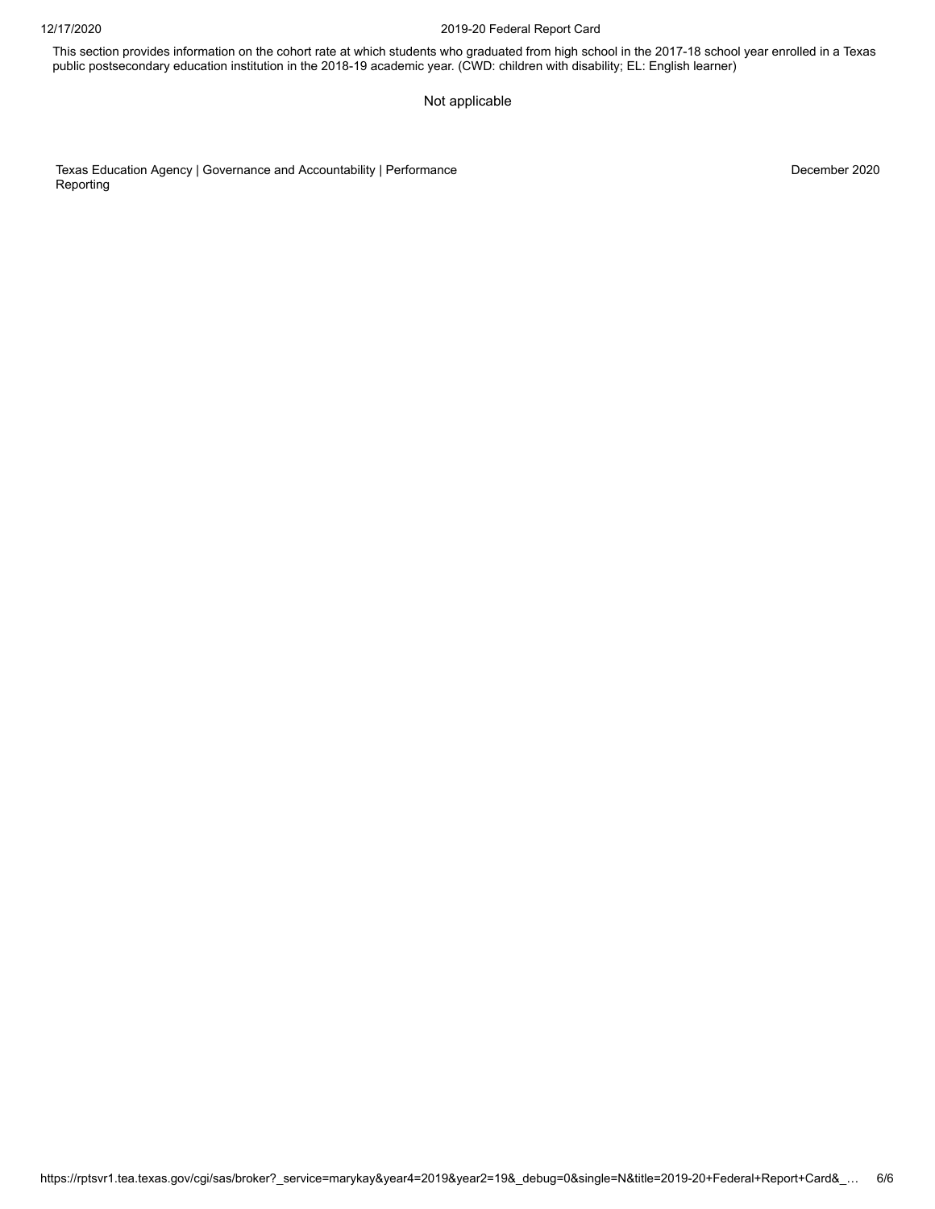This section provides information on the cohort rate at which students who graduated from high school in the 2017-18 school year enrolled in a Texas public postsecondary education institution in the 2018-19 academic year. (CWD: children with disability; EL: English learner)

Not applicable

Texas Education Agency | Governance and Accountability | Performance Reporting

December 2020